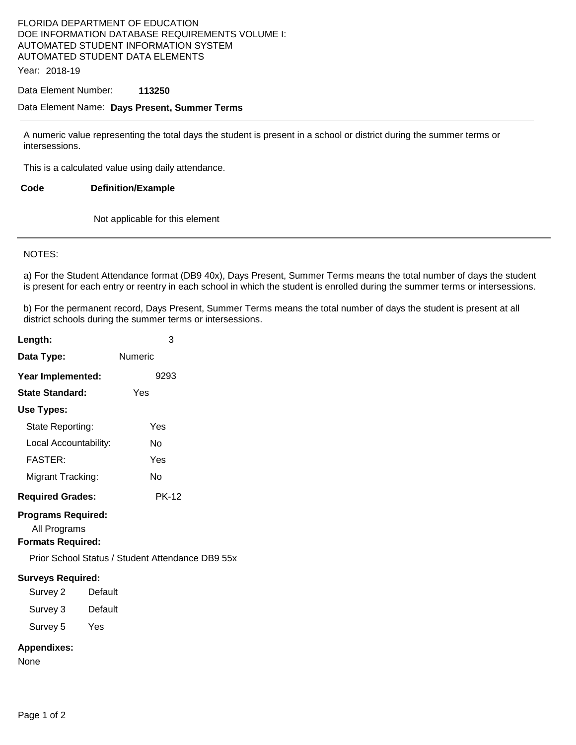FLORIDA DEPARTMENT OF EDUCATION
DOE INFORMATION DATABASE REQUIREMENTS VOLUME I:
AUTOMATED STUDENT INFORMATION SYSTEM
AUTOMATED STUDENT DATA ELEMENTS

Year: 2018-19

Data Element Number: **113250**

Data Element Name: **Days Present, Summer Terms**

---

A numeric value representing the total days the student is present in a school or district during the summer terms or intersessions.

This is a calculated value using daily attendance.

| Code | Definition/Example |
|---|---|
| | Not applicable for this element |

---

NOTES:

a) For the Student Attendance format (DB9 40x), Days Present, Summer Terms means the total number of days the student is present for each entry or reentry in each school in which the student is enrolled during the summer terms or intersessions.

b) For the permanent record, Days Present, Summer Terms means the total number of days the student is present at all district schools during the summer terms or intersessions.

**Length:** 3

**Data Type:** Numeric

**Year Implemented:** 9293

**State Standard:** Yes

**Use Types:**

- State Reporting: Yes
- Local Accountability: No
- FASTER: Yes
- Migrant Tracking: No

**Required Grades:** PK-12

**Programs Required:**

All Programs

**Formats Required:**

Prior School Status / Student Attendance DB9 55x

**Surveys Required:**

| Survey | Required |
|---|---|
| Survey 2 | Default |
| Survey 3 | Default |
| Survey 5 | Yes |

**Appendixes:**

None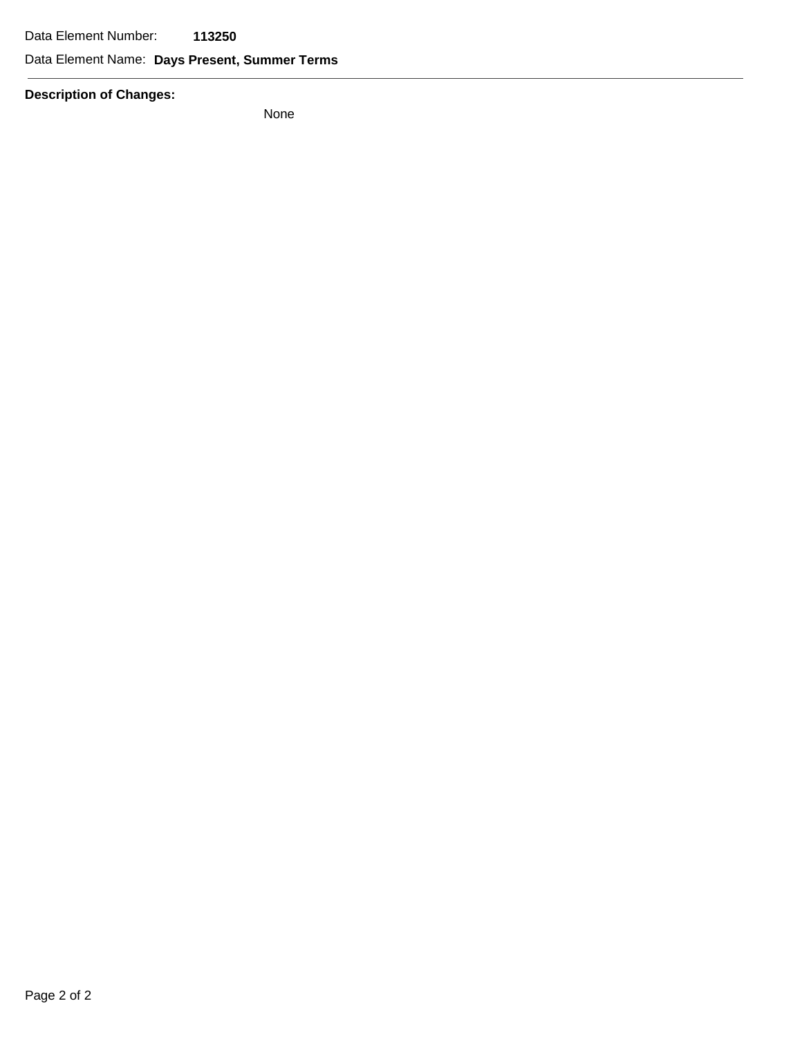Data Element Number: **113250**

Data Element Name: **Days Present, Summer Terms**

---

**Description of Changes:**

None